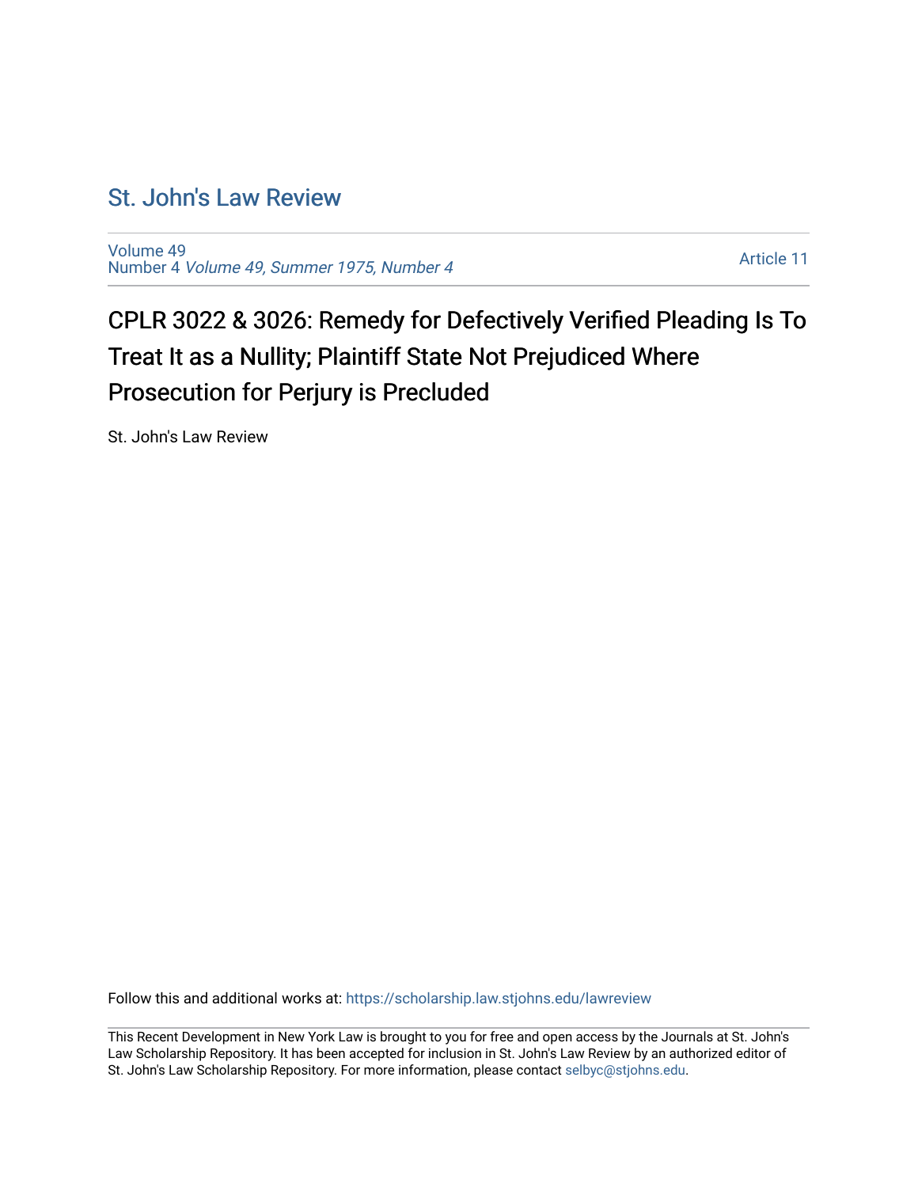# St. John's Law Review

Volume 49
Number 4 *Volume 49, Summer 1975, Number 4*

Article 11

## CPLR 3022 & 3026: Remedy for Defectively Verified Pleading Is To Treat It as a Nullity; Plaintiff State Not Prejudiced Where Prosecution for Perjury is Precluded

St. John's Law Review

Follow this and additional works at: https://scholarship.law.stjohns.edu/lawreview

This Recent Development in New York Law is brought to you for free and open access by the Journals at St. John's Law Scholarship Repository. It has been accepted for inclusion in St. John's Law Review by an authorized editor of St. John's Law Scholarship Repository. For more information, please contact selbyc@stjohns.edu.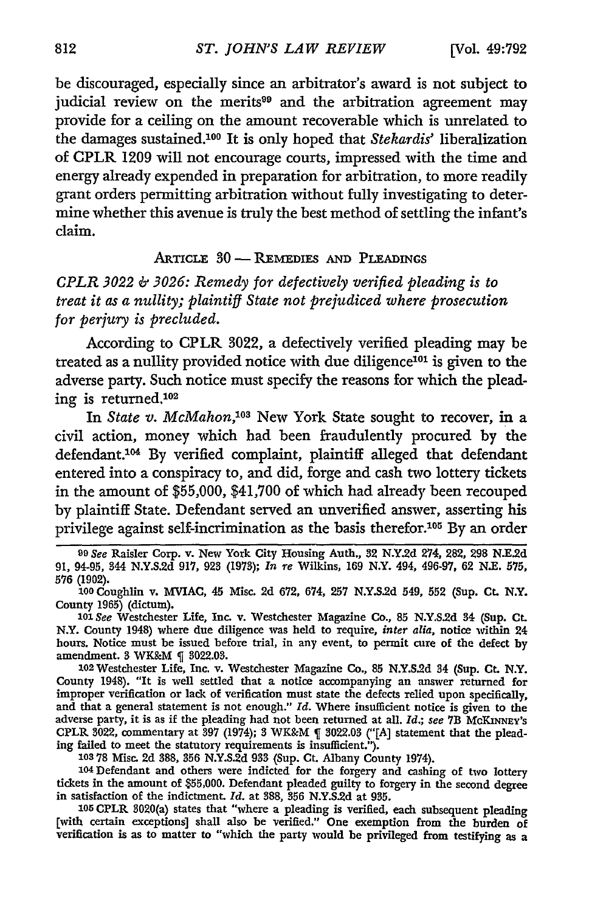be discouraged, especially since an arbitrator's award is not subject to judicial review on the merits[99] and the arbitration agreement may provide for a ceiling on the amount recoverable which is unrelated to the damages sustained.[100] It is only hoped that *Stekardis'* liberalization of CPLR 1209 will not encourage courts, impressed with the time and energy already expended in preparation for arbitration, to more readily grant orders permitting arbitration without fully investigating to determine whether this avenue is truly the best method of settling the infant's claim.

## ARTICLE 30 — REMEDIES AND PLEADINGS

### *CPLR 3022 & 3026: Remedy for defectively verified pleading is to treat it as a nullity; plaintiff State not prejudiced where prosecution for perjury is precluded.*

According to CPLR 3022, a defectively verified pleading may be treated as a nullity provided notice with due diligence[101] is given to the adverse party. Such notice must specify the reasons for which the pleading is returned.[102]

In *State v. McMahon*,[103] New York State sought to recover, in a civil action, money which had been fraudulently procured by the defendant.[104] By verified complaint, plaintiff alleged that defendant entered into a conspiracy to, and did, forge and cash two lottery tickets in the amount of $55,000, $41,700 of which had already been recouped by plaintiff State. Defendant served an unverified answer, asserting his privilege against self-incrimination as the basis therefor.[105] By an order

---

[99] *See* Raisler Corp. v. New York City Housing Auth., 32 N.Y.2d 274, 282, 298 N.E.2d 91, 94-95, 344 N.Y.S.2d 917, 923 (1973); *In re* Wilkins, 169 N.Y. 494, 496-97, 62 N.E. 575, 576 (1902).

[100] Coughlin v. MVIAC, 45 Misc. 2d 672, 674, 257 N.Y.S.2d 549, 552 (Sup. Ct. N.Y. County 1965) (dictum).

[101] *See* Westchester Life, Inc. v. Westchester Magazine Co., 85 N.Y.S.2d 34 (Sup. Ct. N.Y. County 1948) where due diligence was held to require, *inter alia*, notice within 24 hours. Notice must be issued before trial, in any event, to permit cure of the defect by amendment. 3 WK&M ¶ 3022.03.

[102] Westchester Life, Inc. v. Westchester Magazine Co., 85 N.Y.S.2d 34 (Sup. Ct. N.Y. County 1948). "It is well settled that a notice accompanying an answer returned for improper verification or lack of verification must state the defects relied upon specifically, and that a general statement is not enough." *Id.* Where insufficient notice is given to the adverse party, it is as if the pleading had not been returned at all. *Id.*; *see* 7B McKINNEY'S CPLR 3022, commentary at 397 (1974); 3 WK&M ¶ 3022.03 ("[A] statement that the pleading failed to meet the statutory requirements is insufficient.").

[103] 78 Misc. 2d 388, 356 N.Y.S.2d 933 (Sup. Ct. Albany County 1974).

[104] Defendant and others were indicted for the forgery and cashing of two lottery tickets in the amount of $55,000. Defendant pleaded guilty to forgery in the second degree in satisfaction of the indictment. *Id.* at 388, 356 N.Y.S.2d at 935.

[105] CPLR 3020(a) states that "where a pleading is verified, each subsequent pleading [with certain exceptions] shall also be verified." One exemption from the burden of verification is as to matter to "which the party would be privileged from testifying as a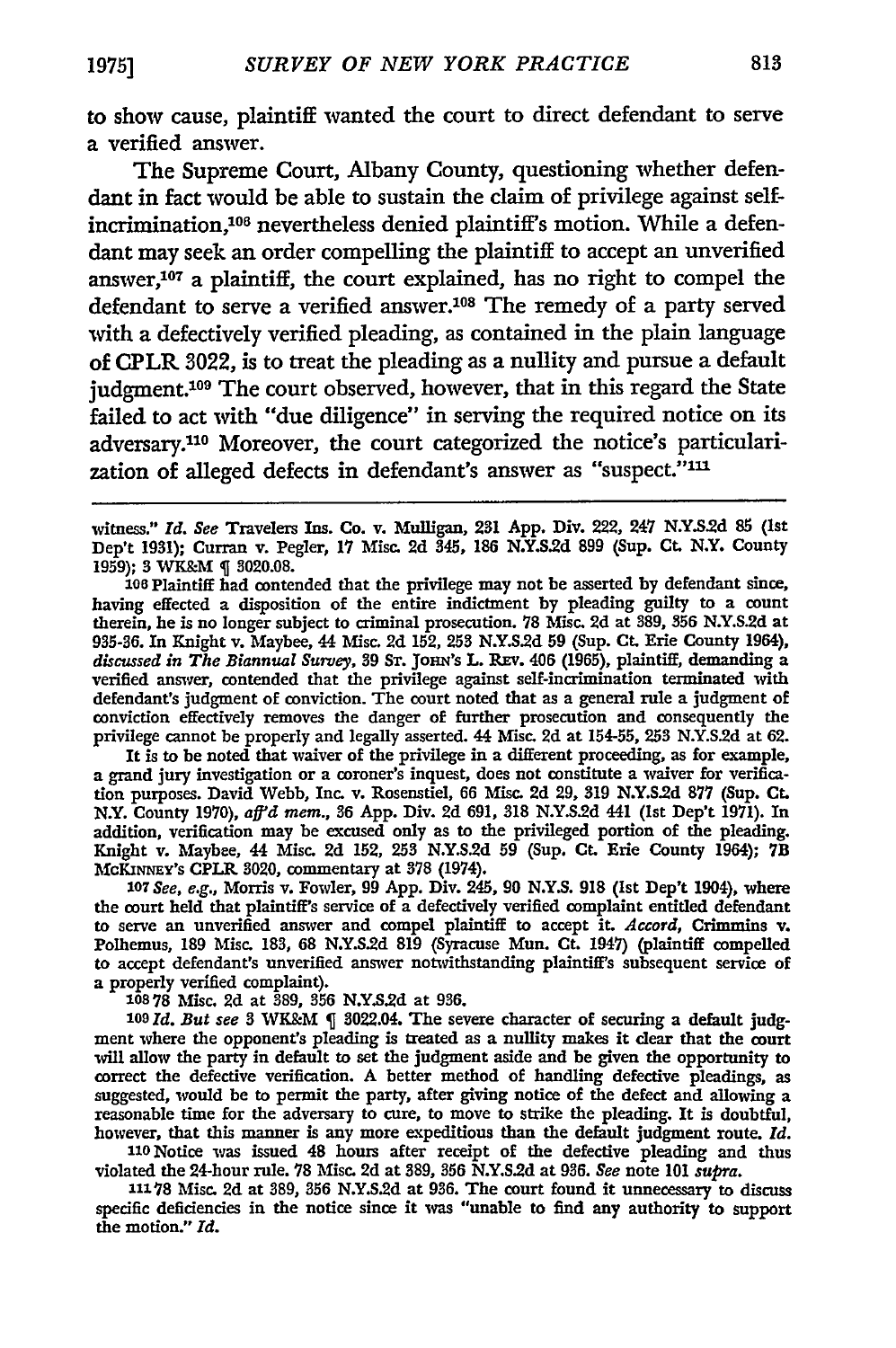to show cause, plaintiff wanted the court to direct defendant to serve a verified answer.

The Supreme Court, Albany County, questioning whether defendant in fact would be able to sustain the claim of privilege against self-incrimination,[106] nevertheless denied plaintiff's motion. While a defendant may seek an order compelling the plaintiff to accept an unverified answer,[107] a plaintiff, the court explained, has no right to compel the defendant to serve a verified answer.[108] The remedy of a party served with a defectively verified pleading, as contained in the plain language of CPLR 3022, is to treat the pleading as a nullity and pursue a default judgment.[109] The court observed, however, that in this regard the State failed to act with "due diligence" in serving the required notice on its adversary.[110] Moreover, the court categorized the notice's particularization of alleged defects in defendant's answer as "suspect."[111]

---

witness." *Id.* *See* Travelers Ins. Co. v. Mulligan, 231 App. Div. 222, 247 N.Y.S.2d 85 (1st Dep't 1931); Curran v. Pegler, 17 Misc. 2d 345, 186 N.Y.S.2d 899 (Sup. Ct. N.Y. County 1959); 3 WK&M ¶ 3020.08.

[106] Plaintiff had contended that the privilege may not be asserted by defendant since, having effected a disposition of the entire indictment by pleading guilty to a count therein, he is no longer subject to criminal prosecution. 78 Misc. 2d at 389, 356 N.Y.S.2d at 935-36. In Knight v. Maybee, 44 Misc. 2d 152, 253 N.Y.S.2d 59 (Sup. Ct. Erie County 1964), *discussed in The Biannual Survey*, 39 St. John's L. Rev. 406 (1965), plaintiff, demanding a verified answer, contended that the privilege against self-incrimination terminated with defendant's judgment of conviction. The court noted that as a general rule a judgment of conviction effectively removes the danger of further prosecution and consequently the privilege cannot be properly and legally asserted. 44 Misc. 2d at 154-55, 253 N.Y.S.2d at 62.

It is to be noted that waiver of the privilege in a different proceeding, as for example, a grand jury investigation or a coroner's inquest, does not constitute a waiver for verification purposes. David Webb, Inc. v. Rosenstiel, 66 Misc. 2d 29, 319 N.Y.S.2d 877 (Sup. Ct. N.Y. County 1970), *aff'd mem.*, 36 App. Div. 2d 691, 318 N.Y.S.2d 441 (1st Dep't 1971). In addition, verification may be excused only as to the privileged portion of the pleading. Knight v. Maybee, 44 Misc. 2d 152, 253 N.Y.S.2d 59 (Sup. Ct. Erie County 1964); 7B McKinney's CPLR 3020, commentary at 378 (1974).

[107] *See, e.g.*, Morris v. Fowler, 99 App. Div. 245, 90 N.Y.S. 918 (1st Dep't 1904), where the court held that plaintiff's service of a defectively verified complaint entitled defendant to serve an unverified answer and compel plaintiff to accept it. *Accord*, Crimmins v. Polhemus, 189 Misc. 183, 68 N.Y.S.2d 819 (Syracuse Mun. Ct. 1947) (plaintiff compelled to accept defendant's unverified answer notwithstanding plaintiff's subsequent service of a properly verified complaint).

[108] 78 Misc. 2d at 389, 356 N.Y.S.2d at 936.

[109] *Id.* *But see* 3 WK&M ¶ 3022.04. The severe character of securing a default judgment where the opponent's pleading is treated as a nullity makes it clear that the court will allow the party in default to set the judgment aside and be given the opportunity to correct the defective verification. A better method of handling defective pleadings, as suggested, would be to permit the party, after giving notice of the defect and allowing a reasonable time for the adversary to cure, to move to strike the pleading. It is doubtful, however, that this manner is any more expeditious than the default judgment route. *Id.*

[110] Notice was issued 48 hours after receipt of the defective pleading and thus violated the 24-hour rule. 78 Misc. 2d at 389, 356 N.Y.S.2d at 936. *See* note 101 *supra*.

[111] 78 Misc. 2d at 389, 356 N.Y.S.2d at 936. The court found it unnecessary to discuss specific deficiencies in the notice since it was "unable to find any authority to support the motion." *Id.*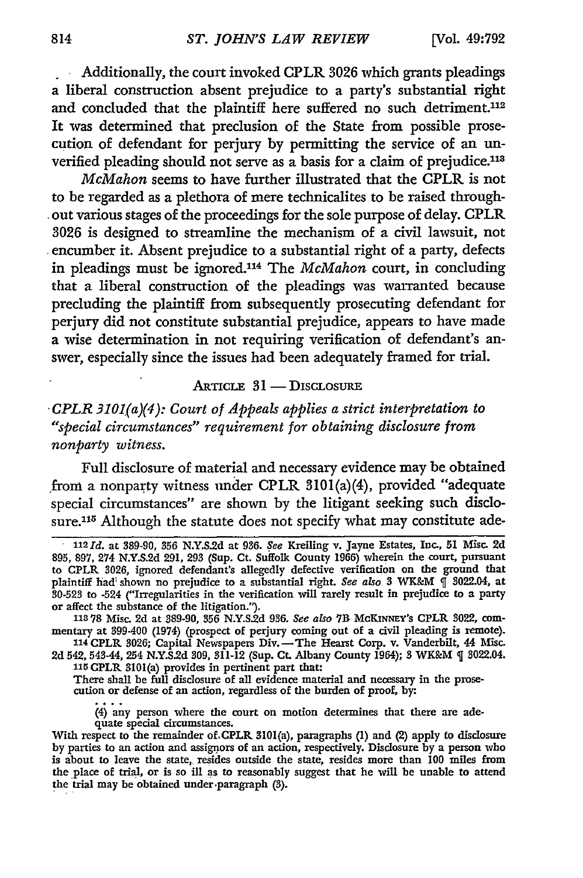Additionally, the court invoked CPLR 3026 which grants pleadings a liberal construction absent prejudice to a party's substantial right and concluded that the plaintiff here suffered no such detriment.[112] It was determined that preclusion of the State from possible prosecution of defendant for perjury by permitting the service of an unverified pleading should not serve as a basis for a claim of prejudice.[113]

*McMahon* seems to have further illustrated that the CPLR is not to be regarded as a plethora of mere technicalites to be raised throughout various stages of the proceedings for the sole purpose of delay. CPLR 3026 is designed to streamline the mechanism of a civil lawsuit, not encumber it. Absent prejudice to a substantial right of a party, defects in pleadings must be ignored.[114] The *McMahon* court, in concluding that a liberal construction of the pleadings was warranted because precluding the plaintiff from subsequently prosecuting defendant for perjury did not constitute substantial prejudice, appears to have made a wise determination in not requiring verification of defendant's answer, especially since the issues had been adequately framed for trial.

## ARTICLE 31 — DISCLOSURE

*CPLR 3101(a)(4): Court of Appeals applies a strict interpretation to "special circumstances" requirement for obtaining disclosure from nonparty witness.*

Full disclosure of material and necessary evidence may be obtained from a nonparty witness under CPLR 3101(a)(4), provided "adequate special circumstances" are shown by the litigant seeking such disclosure.[115] Although the statute does not specify what may constitute ade-

---

[112] *Id.* at 389-90, 356 N.Y.S.2d at 936. *See* Kreiling v. Jayne Estates, Inc., 51 Misc. 2d 895, 897, 274 N.Y.S.2d 291, 293 (Sup. Ct. Suffolk County 1966) wherein the court, pursuant to CPLR 3026, ignored defendant's allegedly defective verification on the ground that plaintiff had shown no prejudice to a substantial right. *See also* 3 WK&M ¶ 3022.04, at 30-523 to -524 ("Irregularities in the verification will rarely result in prejudice to a party or affect the substance of the litigation.").

[113] 78 Misc. 2d at 389-90, 356 N.Y.S.2d 936. *See also* 7B McKINNEY'S CPLR 3022, commentary at 399-400 (1974) (prospect of perjury coming out of a civil pleading is remote).

[114] CPLR 3026; Capital Newspapers Div.—The Hearst Corp. v. Vanderbilt, 44 Misc. 2d 542, 543-44, 254 N.Y.S.2d 309, 311-12 (Sup. Ct. Albany County 1964); 3 WK&M ¶ 3022.04.

[115] CPLR 3101(a) provides in pertinent part that:

> There shall be full disclosure of all evidence material and necessary in the prosecution or defense of an action, regardless of the burden of proof, by:
>
> . . .
>
> (4) any person where the court on motion determines that there are adequate special circumstances.

With respect to the remainder of CPLR 3101(a), paragraphs (1) and (2) apply to disclosure by parties to an action and assignors of an action, respectively. Disclosure by a person who is about to leave the state, resides outside the state, resides more than 100 miles from the place of trial, or is so ill as to reasonably suggest that he will be unable to attend the trial may be obtained under paragraph (3).